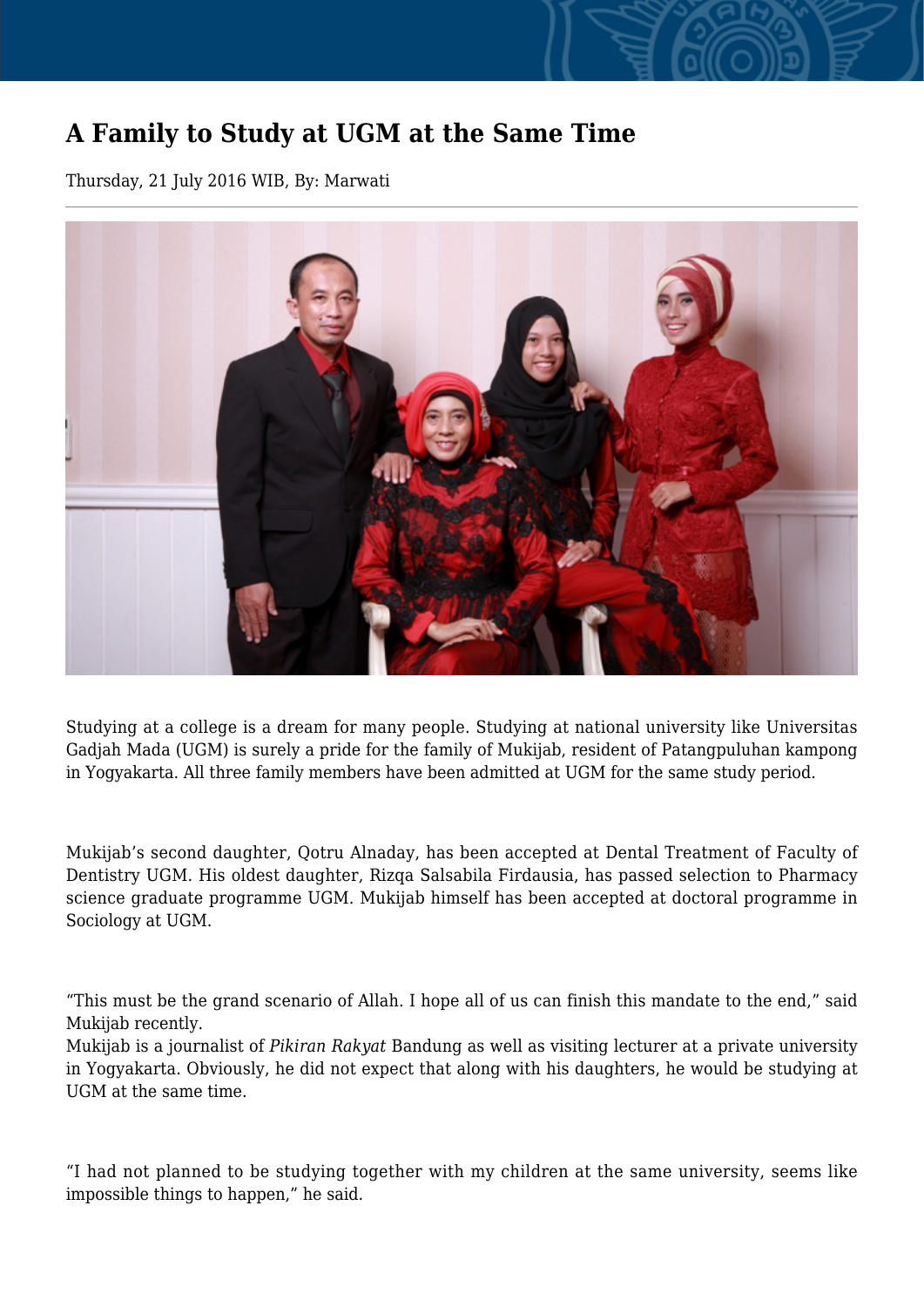# A Family to Study at UGM at the Same Time

Thursday, 21 July 2016 WIB, By: Marwati

Studying at a college is a dream for many people. Studying at national university like Universitas Gadjah Mada (UGM) is surely a pride for the family of Mukijab, resident of Patangpuluhan kampong in Yogyakarta. All three family members have been admitted at UGM for the same study period.

Mukijab's second daughter, Qotru Alnaday, has been accepted at Dental Treatment of Faculty of Dentistry UGM. His oldest daughter, Rizqa Salsabila Firdausia, has passed selection to Pharmacy science graduate programme UGM. Mukijab himself has been accepted at doctoral programme in Sociology at UGM.

"This must be the grand scenario of Allah. I hope all of us can finish this mandate to the end," said Mukijab recently.

Mukijab is a journalist of *Pikiran Rakyat* Bandung as well as visiting lecturer at a private university in Yogyakarta. Obviously, he did not expect that along with his daughters, he would be studying at UGM at the same time.

"I had not planned to be studying together with my children at the same university, seems like impossible things to happen," he said.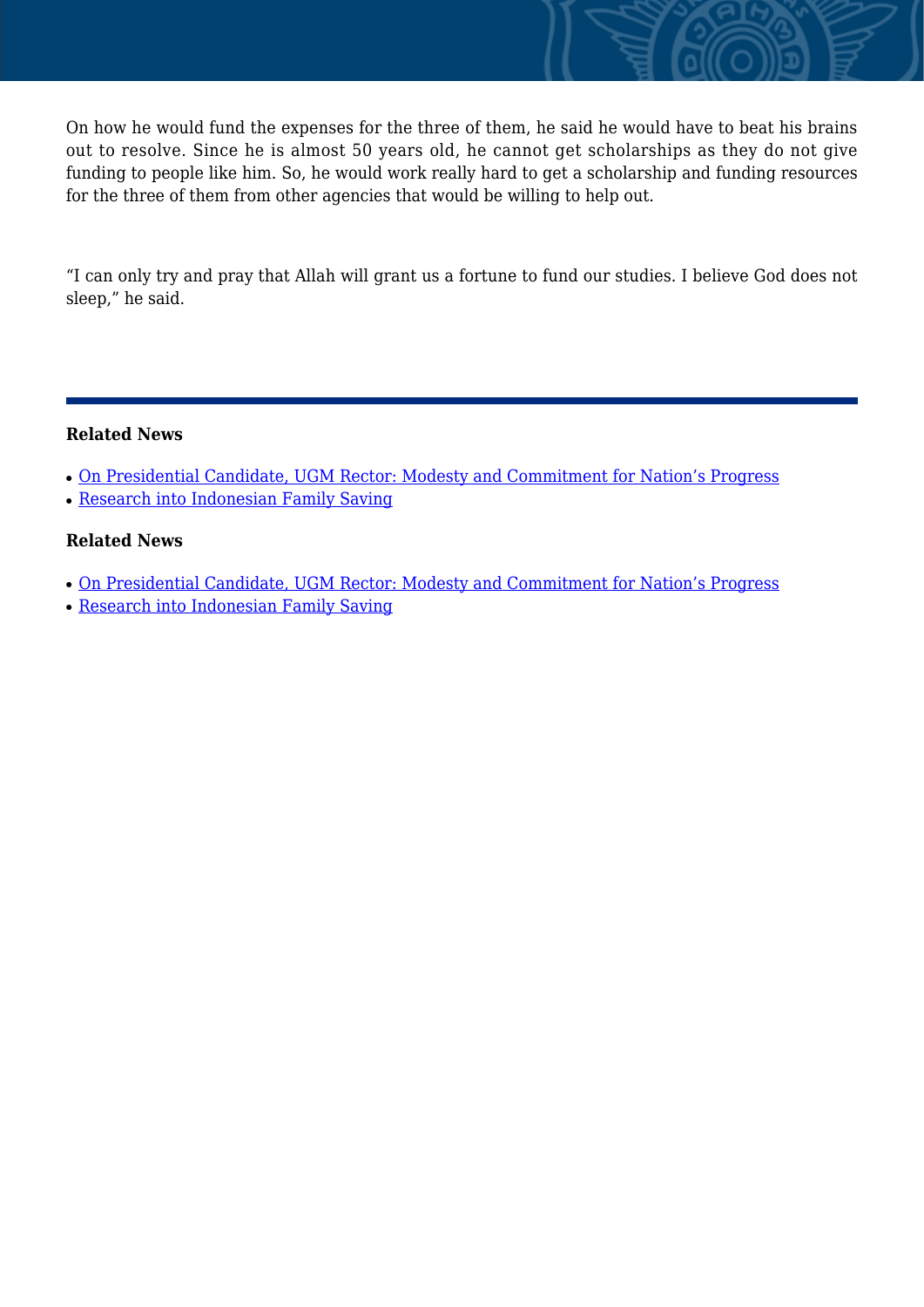On how he would fund the expenses for the three of them, he said he would have to beat his brains out to resolve. Since he is almost 50 years old, he cannot get scholarships as they do not give funding to people like him. So, he would work really hard to get a scholarship and funding resources for the three of them from other agencies that would be willing to help out.

"I can only try and pray that Allah will grant us a fortune to fund our studies. I believe God does not sleep," he said.

---

**Related News**

- On Presidential Candidate, UGM Rector: Modesty and Commitment for Nation's Progress
- Research into Indonesian Family Saving

**Related News**

- On Presidential Candidate, UGM Rector: Modesty and Commitment for Nation's Progress
- Research into Indonesian Family Saving